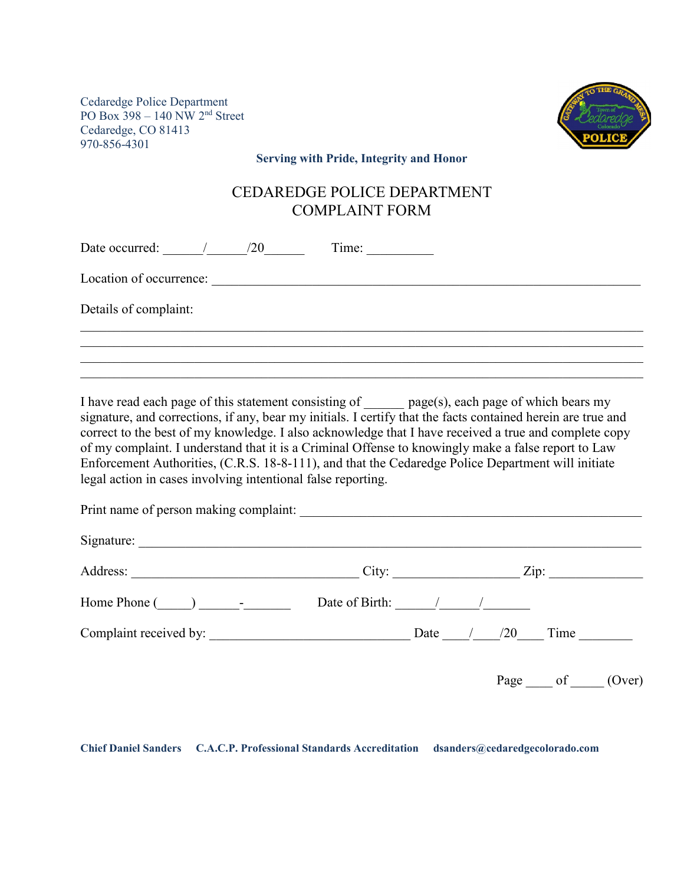Cedaredge Police Department
PO Box 398 – 140 NW 2nd Street
Cedaredge, CO 81413
970-856-4301

**Serving with Pride, Integrity and Honor**

# CEDAREDGE POLICE DEPARTMENT
# COMPLAINT FORM

Date occurred: ______/______/20______ Time: __________

Location of occurrence: ____________________________________________________________________

Details of complaint:

_____________________________________________________________________________________
_____________________________________________________________________________________
_____________________________________________________________________________________
_____________________________________________________________________________________

I have read each page of this statement consisting of ______ page(s), each page of which bears my signature, and corrections, if any, bear my initials. I certify that the facts contained herein are true and correct to the best of my knowledge. I also acknowledge that I have received a true and complete copy of my complaint. I understand that it is a Criminal Offense to knowingly make a false report to Law Enforcement Authorities, (C.R.S. 18-8-111), and that the Cedaredge Police Department will initiate legal action in cases involving intentional false reporting.

Print name of person making complaint: ____________________________________________________

Signature: __________________________________________________________________________

Address: __________________________________ City: __________________ Zip: ______________

Home Phone (_____) ______-_______ Date of Birth: ______/______/_______

Complaint received by: _____________________________ Date ____/____/20____ Time ________

Page ____ of _____ (Over)

**Chief Daniel Sanders C.A.C.P. Professional Standards Accreditation dsanders@cedaredgecolorado.com**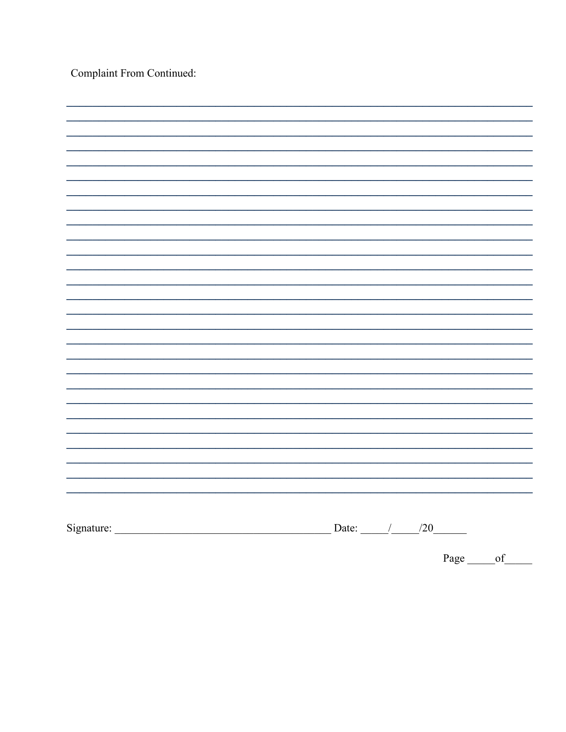Complaint From Continued:

_______________________________________________________________________________
_______________________________________________________________________________
_______________________________________________________________________________
_______________________________________________________________________________
_______________________________________________________________________________
_______________________________________________________________________________
_______________________________________________________________________________
_______________________________________________________________________________
_______________________________________________________________________________
_______________________________________________________________________________
_______________________________________________________________________________
_______________________________________________________________________________
_______________________________________________________________________________
_______________________________________________________________________________
_______________________________________________________________________________
_______________________________________________________________________________
_______________________________________________________________________________
_______________________________________________________________________________
_______________________________________________________________________________
_______________________________________________________________________________
_______________________________________________________________________________
_______________________________________________________________________________
_______________________________________________________________________________
_______________________________________________________________________________
_______________________________________________________________________________
_______________________________________________________________________________
_______________________________________________________________________________

Signature: ______________________________________ Date: _____/_____/20______

Page _____of_____